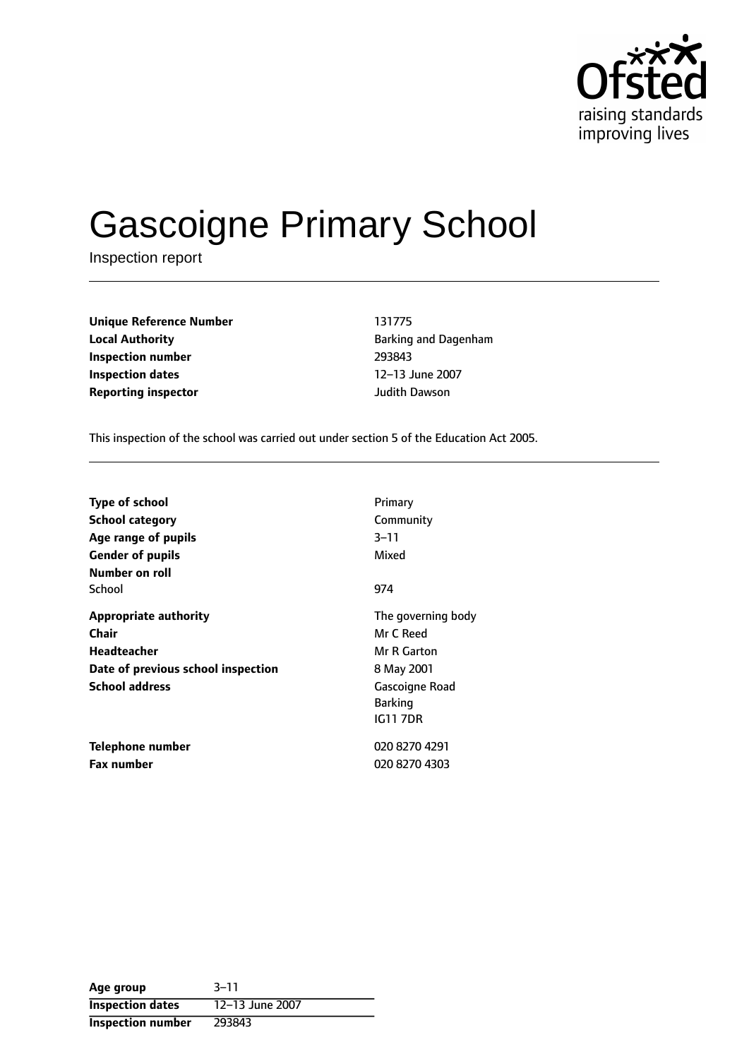# Gascoigne Primary School

Inspection report

| | |
|---|---|
| **Unique Reference Number** | 131775 |
| **Local Authority** | Barking and Dagenham |
| **Inspection number** | 293843 |
| **Inspection dates** | 12–13 June 2007 |
| **Reporting inspector** | Judith Dawson |

This inspection of the school was carried out under section 5 of the Education Act 2005.

| | |
|---|---|
| **Type of school** | Primary |
| **School category** | Community |
| **Age range of pupils** | 3–11 |
| **Gender of pupils** | Mixed |
| **Number on roll** | |
| School | 974 |
| **Appropriate authority** | The governing body |
| **Chair** | Mr C Reed |
| **Headteacher** | Mr R Garton |
| **Date of previous school inspection** | 8 May 2001 |
| **School address** | Gascoigne Road<br>Barking<br>IG11 7DR |
| **Telephone number** | 020 8270 4291 |
| **Fax number** | 020 8270 4303 |

| | |
|---|---|
| **Age group** | 3–11 |
| **Inspection dates** | 12–13 June 2007 |
| **Inspection number** | 293843 |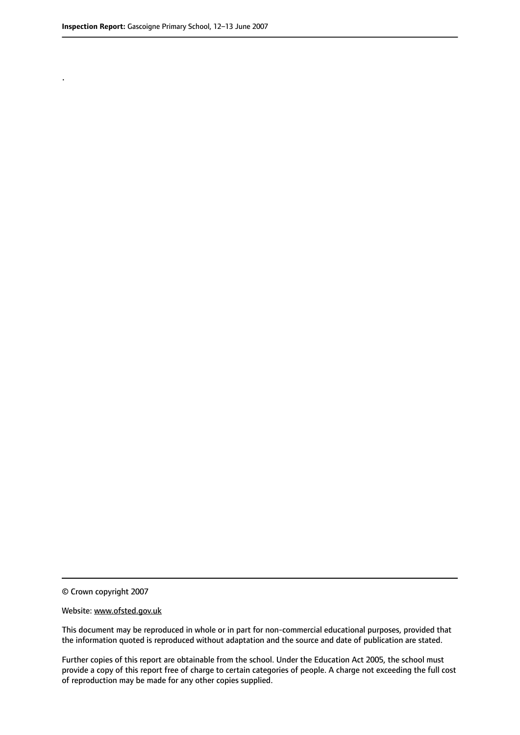.

© Crown copyright 2007

Website: www.ofsted.gov.uk

This document may be reproduced in whole or in part for non-commercial educational purposes, provided that the information quoted is reproduced without adaptation and the source and date of publication are stated.

Further copies of this report are obtainable from the school. Under the Education Act 2005, the school must provide a copy of this report free of charge to certain categories of people. A charge not exceeding the full cost of reproduction may be made for any other copies supplied.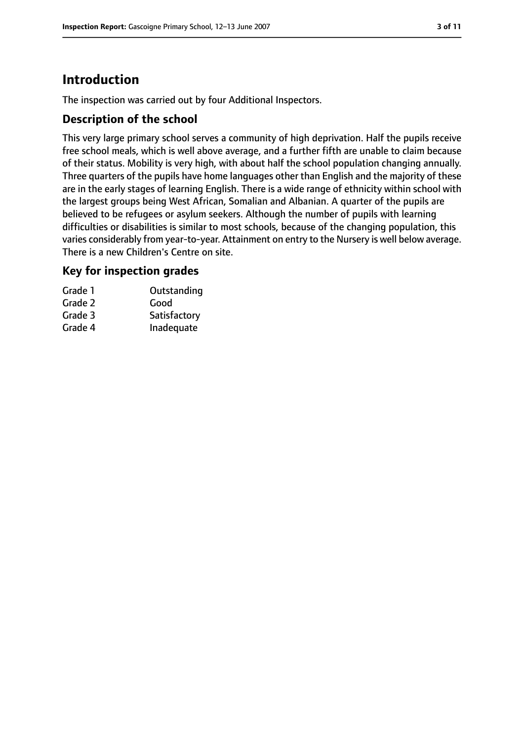# Introduction

The inspection was carried out by four Additional Inspectors.

## Description of the school

This very large primary school serves a community of high deprivation. Half the pupils receive free school meals, which is well above average, and a further fifth are unable to claim because of their status. Mobility is very high, with about half the school population changing annually. Three quarters of the pupils have home languages other than English and the majority of these are in the early stages of learning English. There is a wide range of ethnicity within school with the largest groups being West African, Somalian and Albanian. A quarter of the pupils are believed to be refugees or asylum seekers. Although the number of pupils with learning difficulties or disabilities is similar to most schools, because of the changing population, this varies considerably from year-to-year. Attainment on entry to the Nursery is well below average. There is a new Children's Centre on site.

## Key for inspection grades

| | |
|---|---|
| Grade 1 | Outstanding |
| Grade 2 | Good |
| Grade 3 | Satisfactory |
| Grade 4 | Inadequate |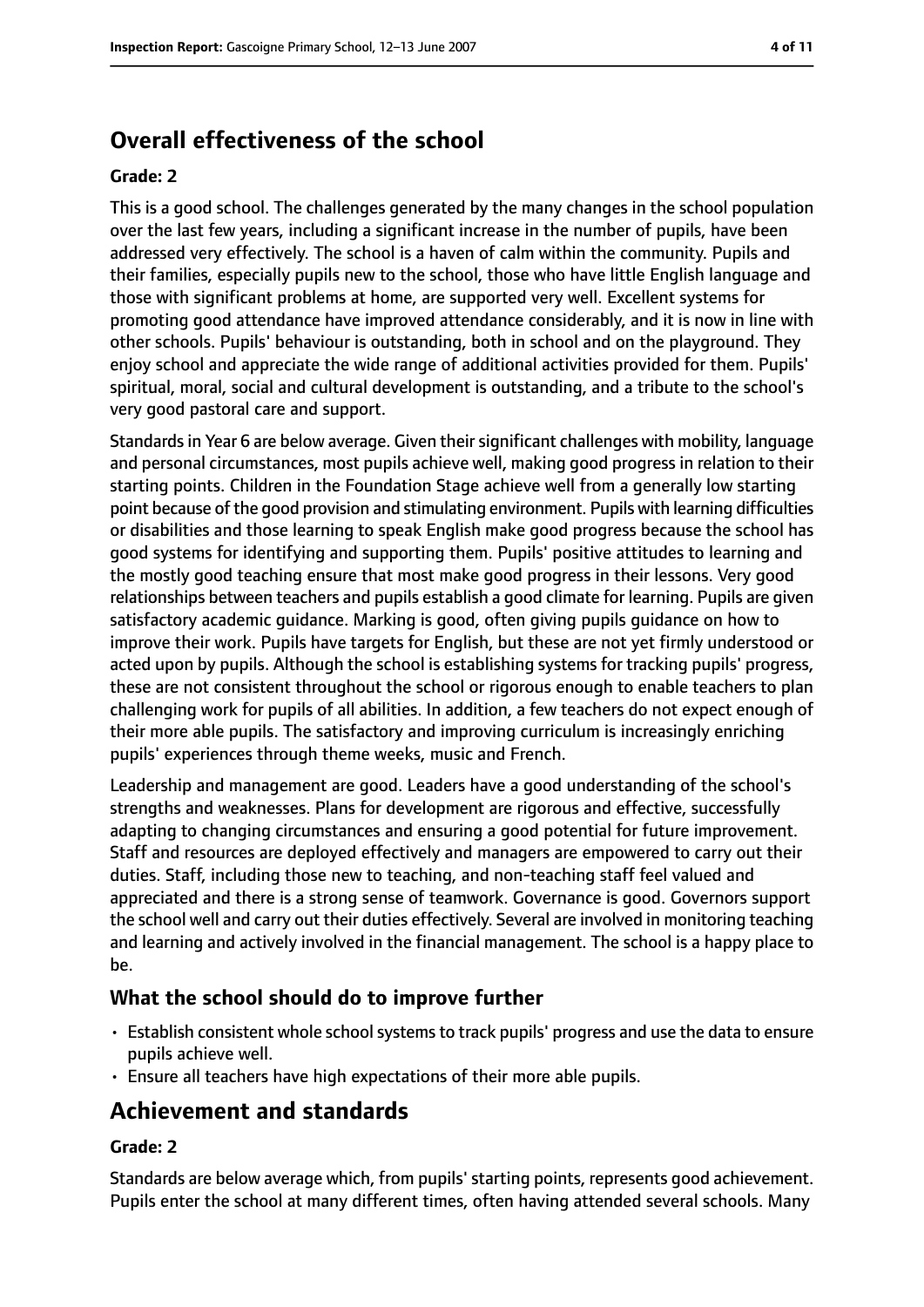## Overall effectiveness of the school

### Grade: 2

This is a good school. The challenges generated by the many changes in the school population over the last few years, including a significant increase in the number of pupils, have been addressed very effectively. The school is a haven of calm within the community. Pupils and their families, especially pupils new to the school, those who have little English language and those with significant problems at home, are supported very well. Excellent systems for promoting good attendance have improved attendance considerably, and it is now in line with other schools. Pupils' behaviour is outstanding, both in school and on the playground. They enjoy school and appreciate the wide range of additional activities provided for them. Pupils' spiritual, moral, social and cultural development is outstanding, and a tribute to the school's very good pastoral care and support.

Standards in Year 6 are below average. Given their significant challenges with mobility, language and personal circumstances, most pupils achieve well, making good progress in relation to their starting points. Children in the Foundation Stage achieve well from a generally low starting point because of the good provision and stimulating environment. Pupils with learning difficulties or disabilities and those learning to speak English make good progress because the school has good systems for identifying and supporting them. Pupils' positive attitudes to learning and the mostly good teaching ensure that most make good progress in their lessons. Very good relationships between teachers and pupils establish a good climate for learning. Pupils are given satisfactory academic guidance. Marking is good, often giving pupils guidance on how to improve their work. Pupils have targets for English, but these are not yet firmly understood or acted upon by pupils. Although the school is establishing systems for tracking pupils' progress, these are not consistent throughout the school or rigorous enough to enable teachers to plan challenging work for pupils of all abilities. In addition, a few teachers do not expect enough of their more able pupils. The satisfactory and improving curriculum is increasingly enriching pupils' experiences through theme weeks, music and French.

Leadership and management are good. Leaders have a good understanding of the school's strengths and weaknesses. Plans for development are rigorous and effective, successfully adapting to changing circumstances and ensuring a good potential for future improvement. Staff and resources are deployed effectively and managers are empowered to carry out their duties. Staff, including those new to teaching, and non-teaching staff feel valued and appreciated and there is a strong sense of teamwork. Governance is good. Governors support the school well and carry out their duties effectively. Several are involved in monitoring teaching and learning and actively involved in the financial management. The school is a happy place to be.

### What the school should do to improve further

- Establish consistent whole school systems to track pupils' progress and use the data to ensure pupils achieve well.
- Ensure all teachers have high expectations of their more able pupils.

## Achievement and standards

### Grade: 2

Standards are below average which, from pupils' starting points, represents good achievement. Pupils enter the school at many different times, often having attended several schools. Many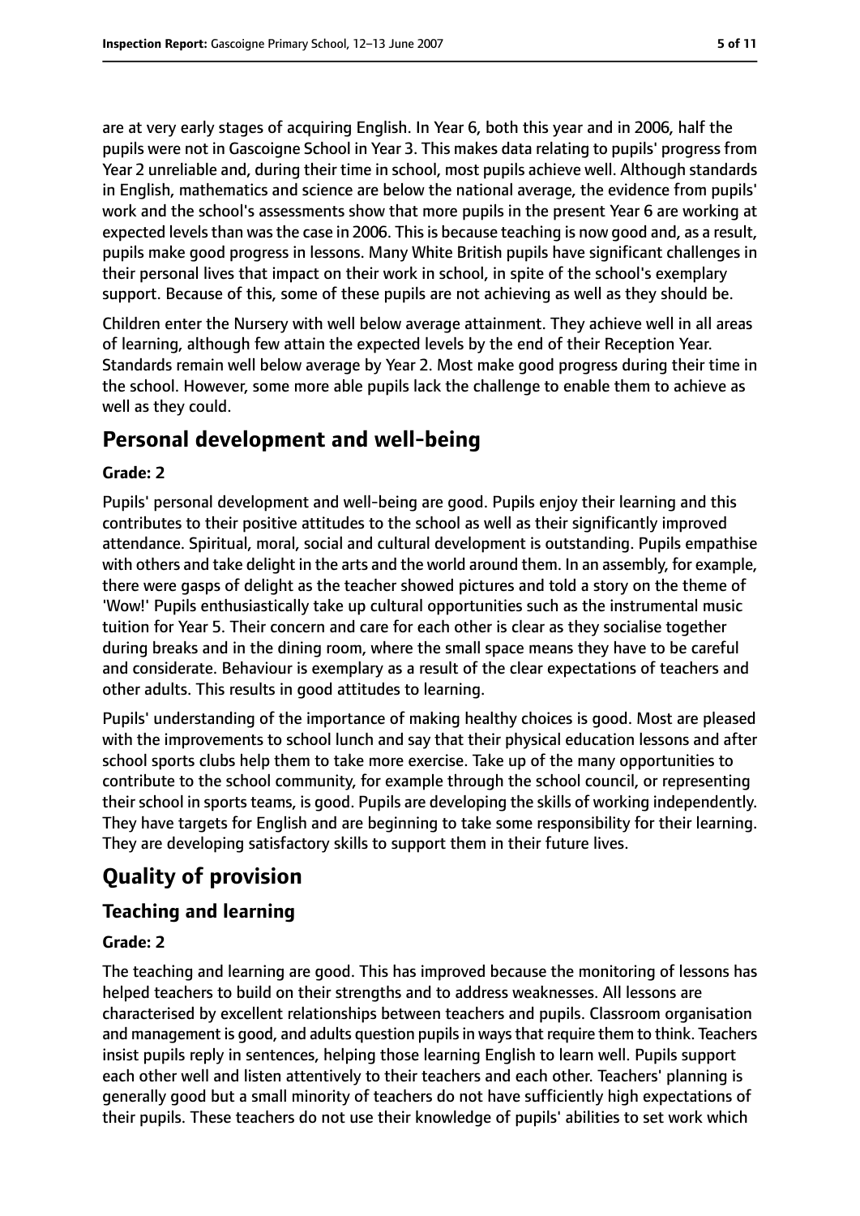are at very early stages of acquiring English. In Year 6, both this year and in 2006, half the pupils were not in Gascoigne School in Year 3. This makes data relating to pupils' progress from Year 2 unreliable and, during their time in school, most pupils achieve well. Although standards in English, mathematics and science are below the national average, the evidence from pupils' work and the school's assessments show that more pupils in the present Year 6 are working at expected levels than was the case in 2006. This is because teaching is now good and, as a result, pupils make good progress in lessons. Many White British pupils have significant challenges in their personal lives that impact on their work in school, in spite of the school's exemplary support. Because of this, some of these pupils are not achieving as well as they should be.

Children enter the Nursery with well below average attainment. They achieve well in all areas of learning, although few attain the expected levels by the end of their Reception Year. Standards remain well below average by Year 2. Most make good progress during their time in the school. However, some more able pupils lack the challenge to enable them to achieve as well as they could.

## Personal development and well-being

**Grade: 2**

Pupils' personal development and well-being are good. Pupils enjoy their learning and this contributes to their positive attitudes to the school as well as their significantly improved attendance. Spiritual, moral, social and cultural development is outstanding. Pupils empathise with others and take delight in the arts and the world around them. In an assembly, for example, there were gasps of delight as the teacher showed pictures and told a story on the theme of 'Wow!' Pupils enthusiastically take up cultural opportunities such as the instrumental music tuition for Year 5. Their concern and care for each other is clear as they socialise together during breaks and in the dining room, where the small space means they have to be careful and considerate. Behaviour is exemplary as a result of the clear expectations of teachers and other adults. This results in good attitudes to learning.

Pupils' understanding of the importance of making healthy choices is good. Most are pleased with the improvements to school lunch and say that their physical education lessons and after school sports clubs help them to take more exercise. Take up of the many opportunities to contribute to the school community, for example through the school council, or representing their school in sports teams, is good. Pupils are developing the skills of working independently. They have targets for English and are beginning to take some responsibility for their learning. They are developing satisfactory skills to support them in their future lives.

# Quality of provision

## Teaching and learning

**Grade: 2**

The teaching and learning are good. This has improved because the monitoring of lessons has helped teachers to build on their strengths and to address weaknesses. All lessons are characterised by excellent relationships between teachers and pupils. Classroom organisation and management is good, and adults question pupils in ways that require them to think. Teachers insist pupils reply in sentences, helping those learning English to learn well. Pupils support each other well and listen attentively to their teachers and each other. Teachers' planning is generally good but a small minority of teachers do not have sufficiently high expectations of their pupils. These teachers do not use their knowledge of pupils' abilities to set work which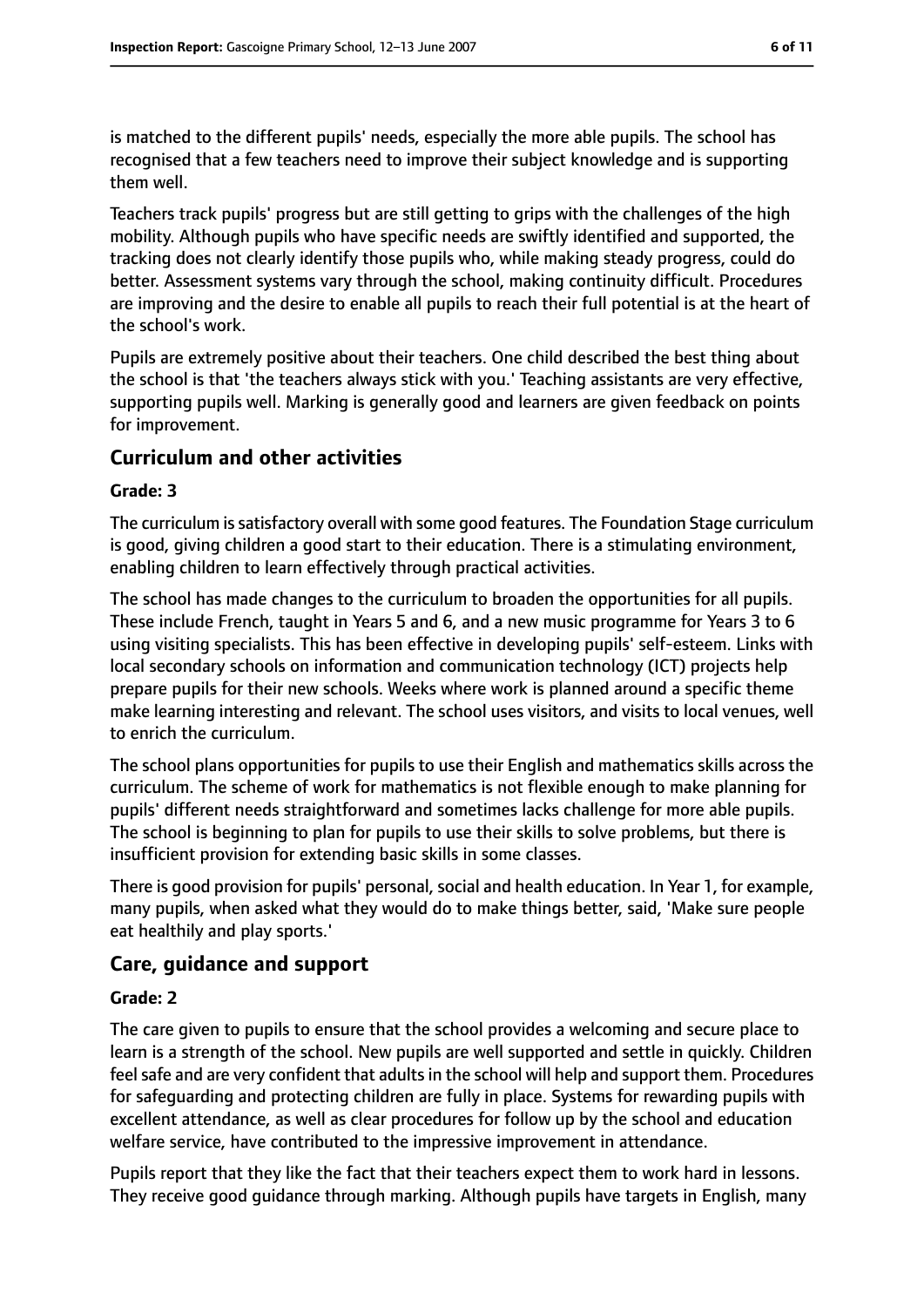is matched to the different pupils' needs, especially the more able pupils. The school has recognised that a few teachers need to improve their subject knowledge and is supporting them well.

Teachers track pupils' progress but are still getting to grips with the challenges of the high mobility. Although pupils who have specific needs are swiftly identified and supported, the tracking does not clearly identify those pupils who, while making steady progress, could do better. Assessment systems vary through the school, making continuity difficult. Procedures are improving and the desire to enable all pupils to reach their full potential is at the heart of the school's work.

Pupils are extremely positive about their teachers. One child described the best thing about the school is that 'the teachers always stick with you.' Teaching assistants are very effective, supporting pupils well. Marking is generally good and learners are given feedback on points for improvement.

## Curriculum and other activities

#### Grade: 3

The curriculum is satisfactory overall with some good features. The Foundation Stage curriculum is good, giving children a good start to their education. There is a stimulating environment, enabling children to learn effectively through practical activities.

The school has made changes to the curriculum to broaden the opportunities for all pupils. These include French, taught in Years 5 and 6, and a new music programme for Years 3 to 6 using visiting specialists. This has been effective in developing pupils' self-esteem. Links with local secondary schools on information and communication technology (ICT) projects help prepare pupils for their new schools. Weeks where work is planned around a specific theme make learning interesting and relevant. The school uses visitors, and visits to local venues, well to enrich the curriculum.

The school plans opportunities for pupils to use their English and mathematics skills across the curriculum. The scheme of work for mathematics is not flexible enough to make planning for pupils' different needs straightforward and sometimes lacks challenge for more able pupils. The school is beginning to plan for pupils to use their skills to solve problems, but there is insufficient provision for extending basic skills in some classes.

There is good provision for pupils' personal, social and health education. In Year 1, for example, many pupils, when asked what they would do to make things better, said, 'Make sure people eat healthily and play sports.'

## Care, guidance and support

#### Grade: 2

The care given to pupils to ensure that the school provides a welcoming and secure place to learn is a strength of the school. New pupils are well supported and settle in quickly. Children feel safe and are very confident that adults in the school will help and support them. Procedures for safeguarding and protecting children are fully in place. Systems for rewarding pupils with excellent attendance, as well as clear procedures for follow up by the school and education welfare service, have contributed to the impressive improvement in attendance.

Pupils report that they like the fact that their teachers expect them to work hard in lessons. They receive good guidance through marking. Although pupils have targets in English, many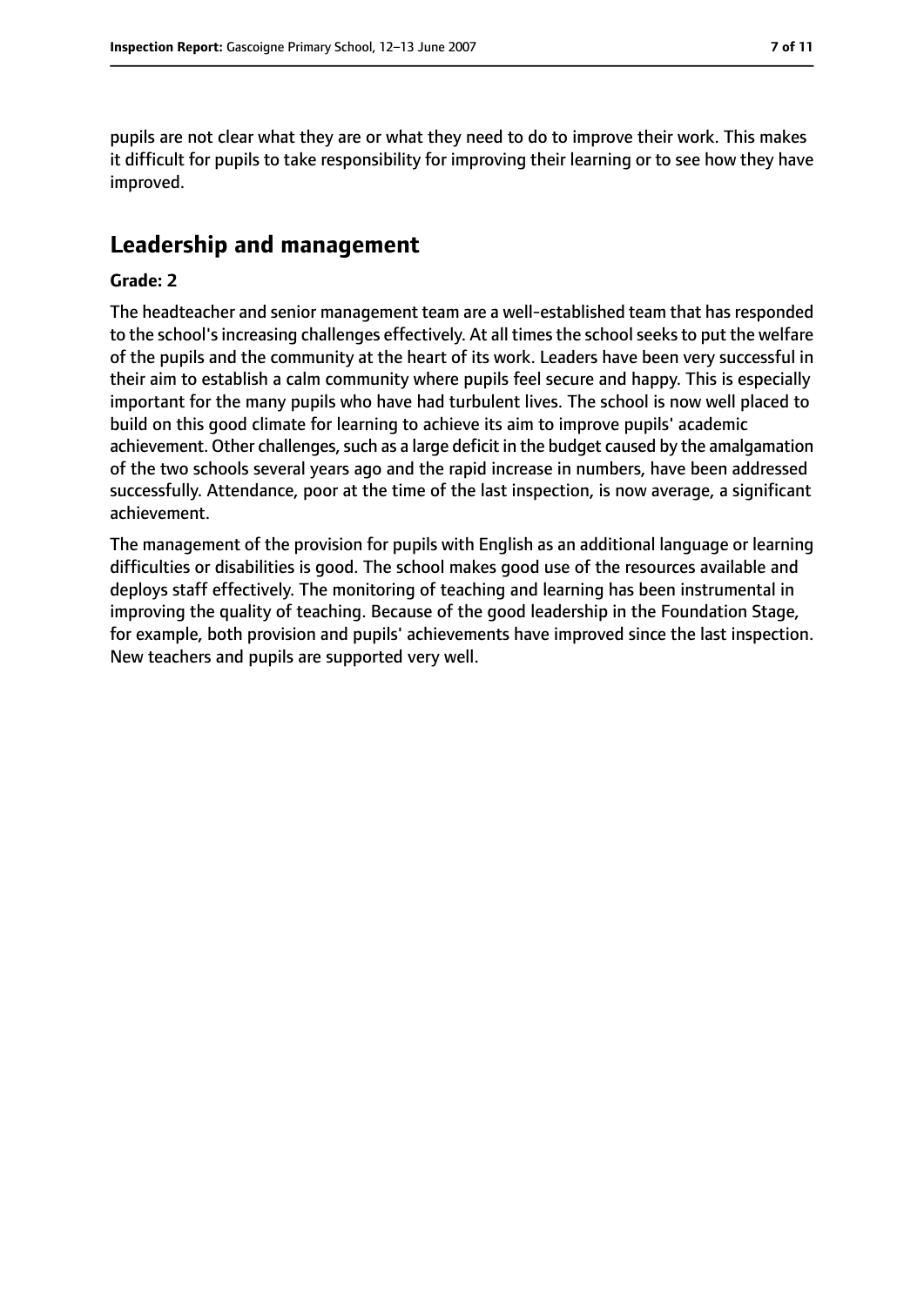pupils are not clear what they are or what they need to do to improve their work. This makes it difficult for pupils to take responsibility for improving their learning or to see how they have improved.

## Leadership and management

**Grade: 2**

The headteacher and senior management team are a well-established team that has responded to the school's increasing challenges effectively. At all times the school seeks to put the welfare of the pupils and the community at the heart of its work. Leaders have been very successful in their aim to establish a calm community where pupils feel secure and happy. This is especially important for the many pupils who have had turbulent lives. The school is now well placed to build on this good climate for learning to achieve its aim to improve pupils' academic achievement. Other challenges, such as a large deficit in the budget caused by the amalgamation of the two schools several years ago and the rapid increase in numbers, have been addressed successfully. Attendance, poor at the time of the last inspection, is now average, a significant achievement.

The management of the provision for pupils with English as an additional language or learning difficulties or disabilities is good. The school makes good use of the resources available and deploys staff effectively. The monitoring of teaching and learning has been instrumental in improving the quality of teaching. Because of the good leadership in the Foundation Stage, for example, both provision and pupils' achievements have improved since the last inspection. New teachers and pupils are supported very well.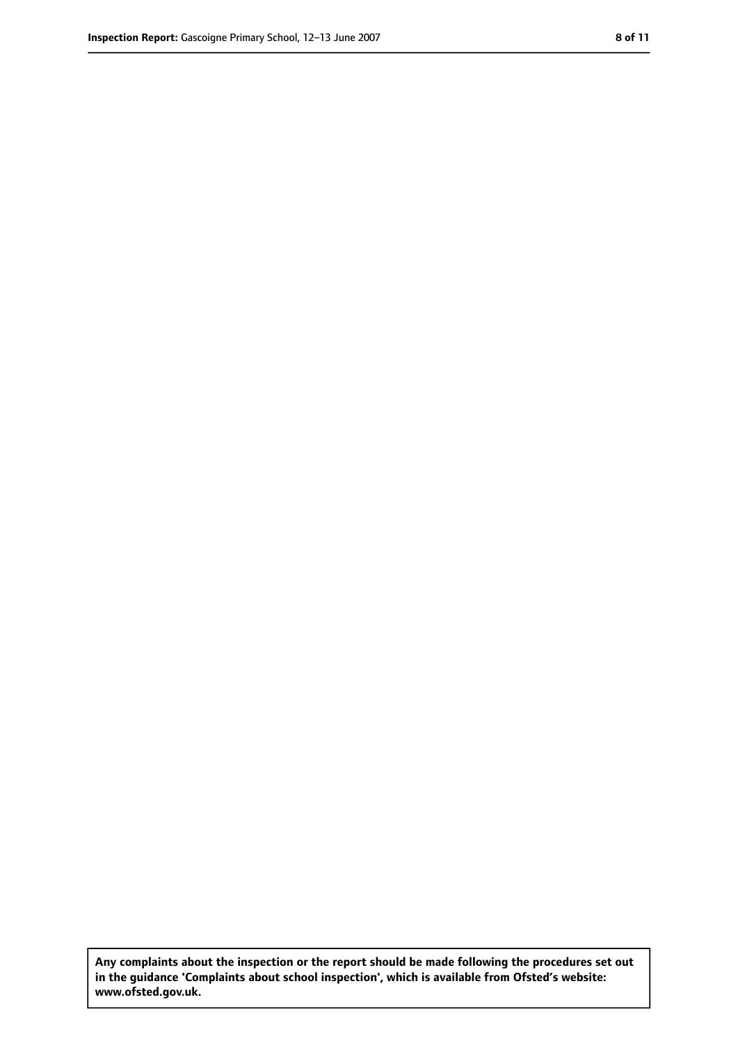**Any complaints about the inspection or the report should be made following the procedures set out in the guidance 'Complaints about school inspection', which is available from Ofsted's website: www.ofsted.gov.uk.**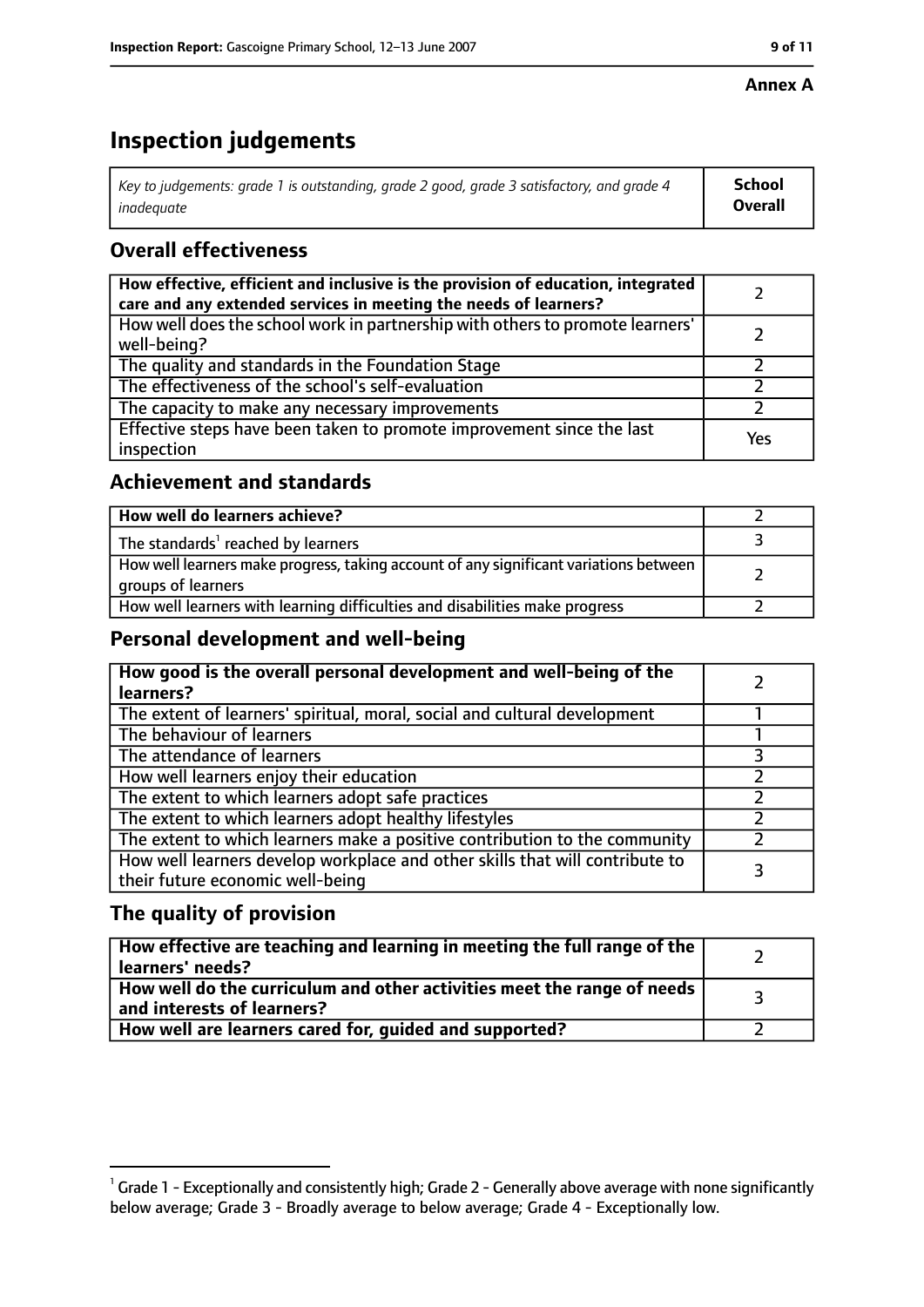**Annex A**

# Inspection judgements

| *Key to judgements: grade 1 is outstanding, grade 2 good, grade 3 satisfactory, and grade 4 inadequate* | **School Overall** |
|---|---|

## Overall effectiveness

| | |
|---|---|
| **How effective, efficient and inclusive is the provision of education, integrated care and any extended services in meeting the needs of learners?** | 2 |
| How well does the school work in partnership with others to promote learners' well-being? | 2 |
| The quality and standards in the Foundation Stage | 2 |
| The effectiveness of the school's self-evaluation | 2 |
| The capacity to make any necessary improvements | 2 |
| Effective steps have been taken to promote improvement since the last inspection | Yes |

## Achievement and standards

| | |
|---|---|
| **How well do learners achieve?** | 2 |
| The standards[1] reached by learners | 3 |
| How well learners make progress, taking account of any significant variations between groups of learners | 2 |
| How well learners with learning difficulties and disabilities make progress | 2 |

## Personal development and well-being

| | |
|---|---|
| **How good is the overall personal development and well-being of the learners?** | 2 |
| The extent of learners' spiritual, moral, social and cultural development | 1 |
| The behaviour of learners | 1 |
| The attendance of learners | 3 |
| How well learners enjoy their education | 2 |
| The extent to which learners adopt safe practices | 2 |
| The extent to which learners adopt healthy lifestyles | 2 |
| The extent to which learners make a positive contribution to the community | 2 |
| How well learners develop workplace and other skills that will contribute to their future economic well-being | 3 |

## The quality of provision

| | |
|---|---|
| **How effective are teaching and learning in meeting the full range of the learners' needs?** | 2 |
| **How well do the curriculum and other activities meet the range of needs and interests of learners?** | 3 |
| **How well are learners cared for, guided and supported?** | 2 |

[1] Grade 1 - Exceptionally and consistently high; Grade 2 - Generally above average with none significantly below average; Grade 3 - Broadly average to below average; Grade 4 - Exceptionally low.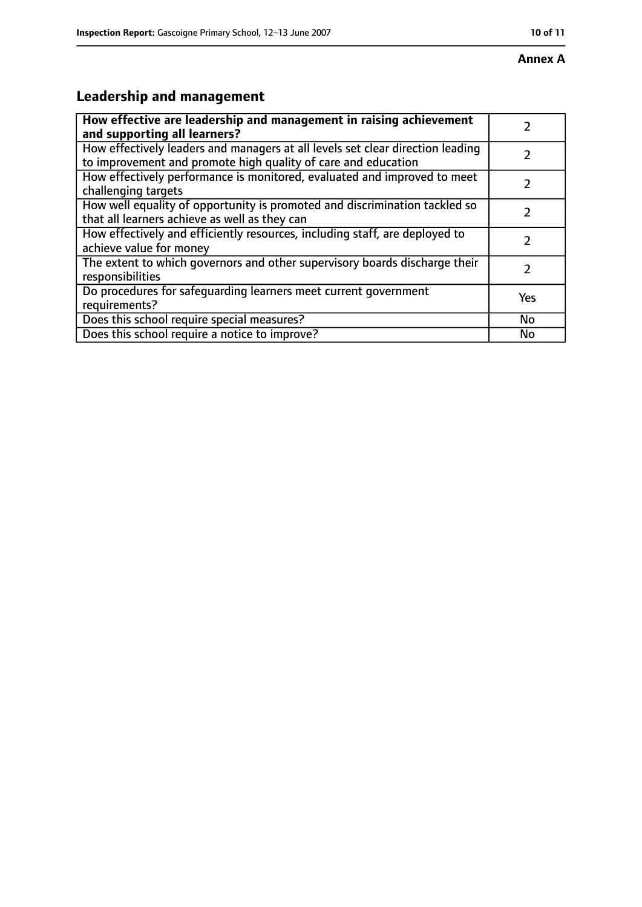**Annex A**

## Leadership and management

| **How effective are leadership and management in raising achievement and supporting all learners?** | 2 |
|---|---|
| How effectively leaders and managers at all levels set clear direction leading to improvement and promote high quality of care and education | 2 |
| How effectively performance is monitored, evaluated and improved to meet challenging targets | 2 |
| How well equality of opportunity is promoted and discrimination tackled so that all learners achieve as well as they can | 2 |
| How effectively and efficiently resources, including staff, are deployed to achieve value for money | 2 |
| The extent to which governors and other supervisory boards discharge their responsibilities | 2 |
| Do procedures for safeguarding learners meet current government requirements? | Yes |
| Does this school require special measures? | No |
| Does this school require a notice to improve? | No |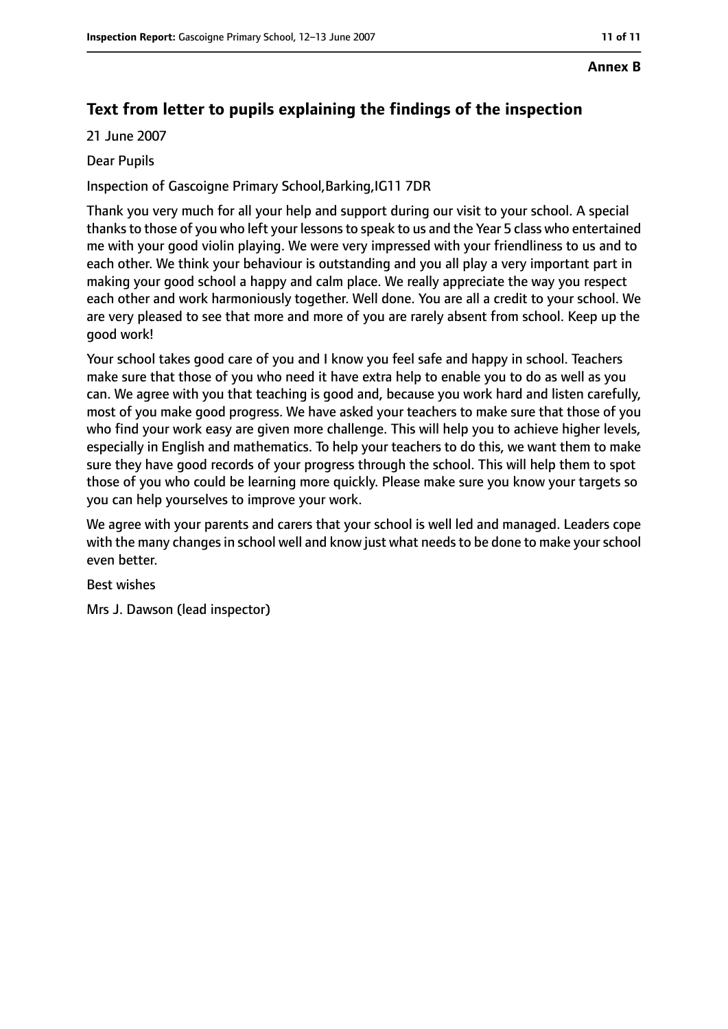**Annex B**

## Text from letter to pupils explaining the findings of the inspection

21 June 2007

Dear Pupils

Inspection of Gascoigne Primary School,Barking,IG11 7DR

Thank you very much for all your help and support during our visit to your school. A special thanks to those of you who left your lessons to speak to us and the Year 5 class who entertained me with your good violin playing. We were very impressed with your friendliness to us and to each other. We think your behaviour is outstanding and you all play a very important part in making your good school a happy and calm place. We really appreciate the way you respect each other and work harmoniously together. Well done. You are all a credit to your school. We are very pleased to see that more and more of you are rarely absent from school. Keep up the good work!

Your school takes good care of you and I know you feel safe and happy in school. Teachers make sure that those of you who need it have extra help to enable you to do as well as you can. We agree with you that teaching is good and, because you work hard and listen carefully, most of you make good progress. We have asked your teachers to make sure that those of you who find your work easy are given more challenge. This will help you to achieve higher levels, especially in English and mathematics. To help your teachers to do this, we want them to make sure they have good records of your progress through the school. This will help them to spot those of you who could be learning more quickly. Please make sure you know your targets so you can help yourselves to improve your work.

We agree with your parents and carers that your school is well led and managed. Leaders cope with the many changes in school well and know just what needs to be done to make your school even better.

Best wishes

Mrs J. Dawson (lead inspector)